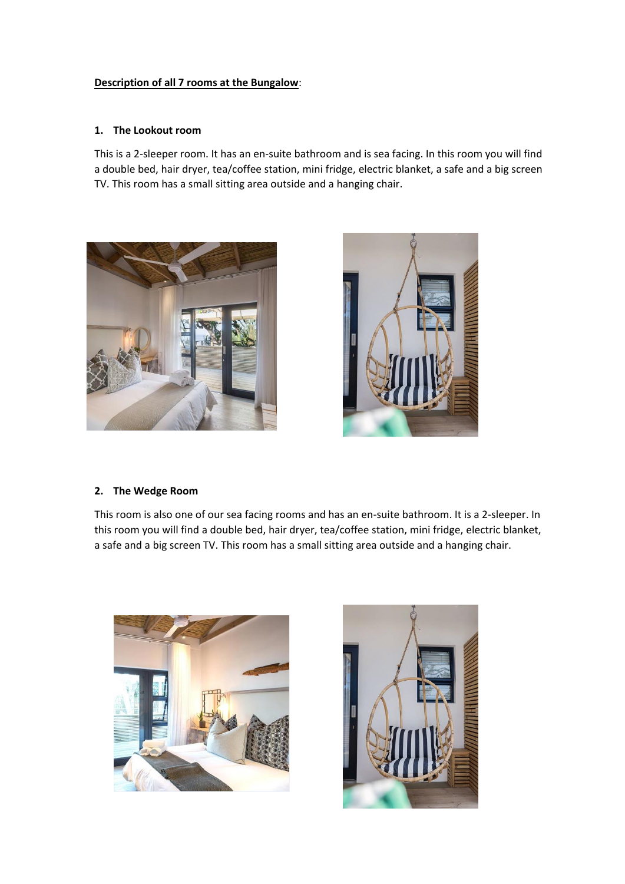**Description of all 7 rooms at the Bungalow**:

1. **The Lookout room**

This is a 2-sleeper room. It has an en-suite bathroom and is sea facing. In this room you will find a double bed, hair dryer, tea/coffee station, mini fridge, electric blanket, a safe and a big screen TV. This room has a small sitting area outside and a hanging chair.

2. **The Wedge Room**

This room is also one of our sea facing rooms and has an en-suite bathroom. It is a 2-sleeper. In this room you will find a double bed, hair dryer, tea/coffee station, mini fridge, electric blanket, a safe and a big screen TV. This room has a small sitting area outside and a hanging chair.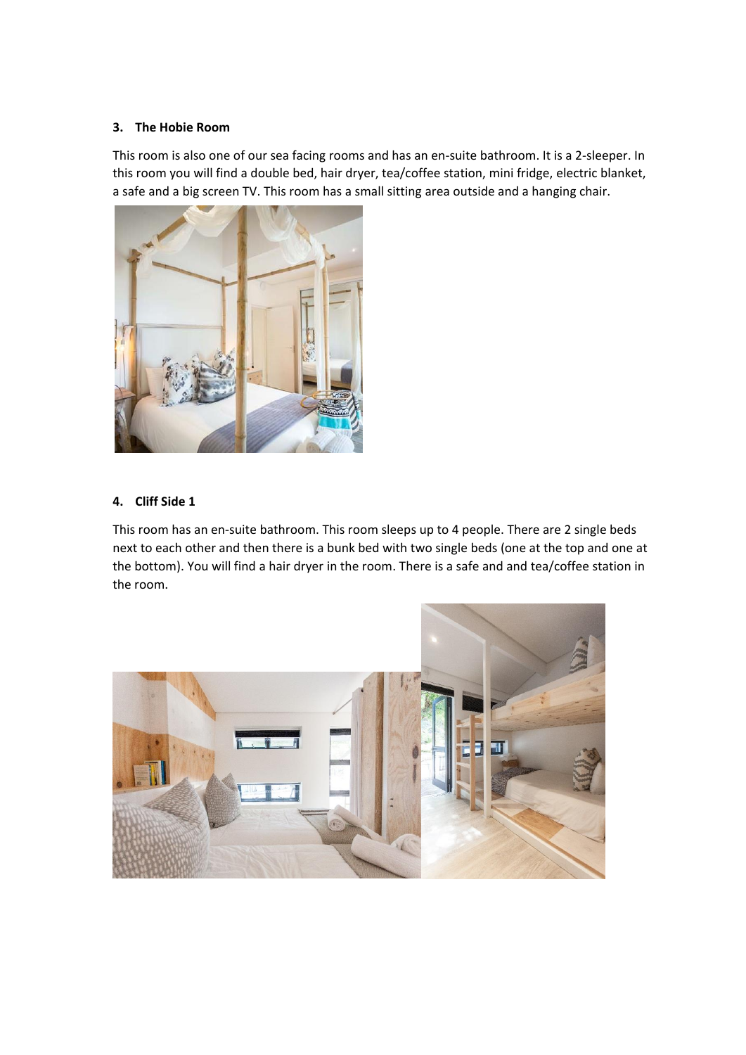### 3. The Hobie Room

This room is also one of our sea facing rooms and has an en-suite bathroom. It is a 2-sleeper. In this room you will find a double bed, hair dryer, tea/coffee station, mini fridge, electric blanket, a safe and a big screen TV. This room has a small sitting area outside and a hanging chair.

### 4. Cliff Side 1

This room has an en-suite bathroom. This room sleeps up to 4 people. There are 2 single beds next to each other and then there is a bunk bed with two single beds (one at the top and one at the bottom). You will find a hair dryer in the room. There is a safe and and tea/coffee station in the room.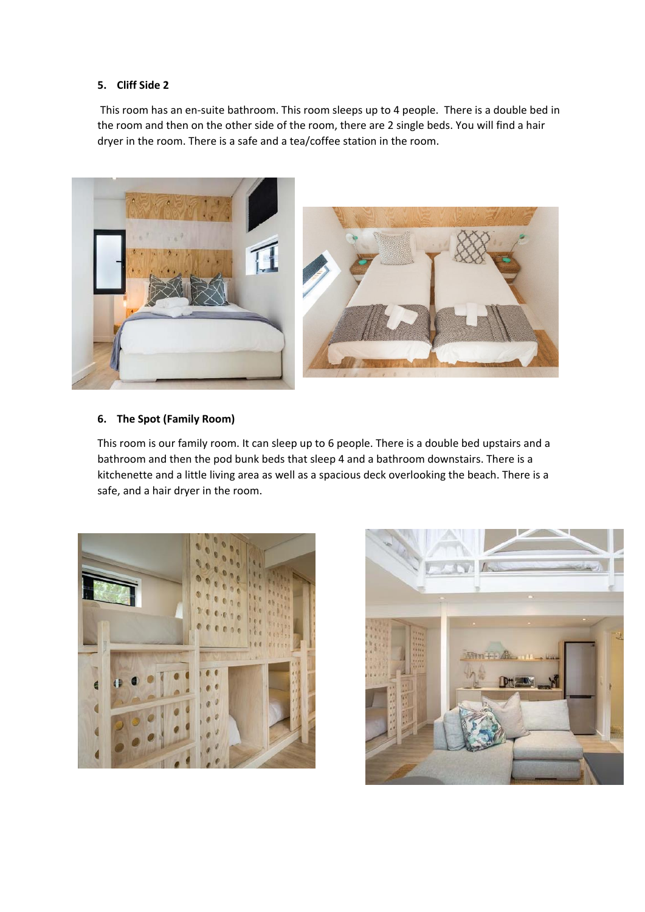5. **Cliff Side 2**

This room has an en-suite bathroom. This room sleeps up to 4 people. There is a double bed in the room and then on the other side of the room, there are 2 single beds. You will find a hair dryer in the room. There is a safe and a tea/coffee station in the room.

6. **The Spot (Family Room)**

This room is our family room. It can sleep up to 6 people. There is a double bed upstairs and a bathroom and then the pod bunk beds that sleep 4 and a bathroom downstairs. There is a kitchenette and a little living area as well as a spacious deck overlooking the beach. There is a safe, and a hair dryer in the room.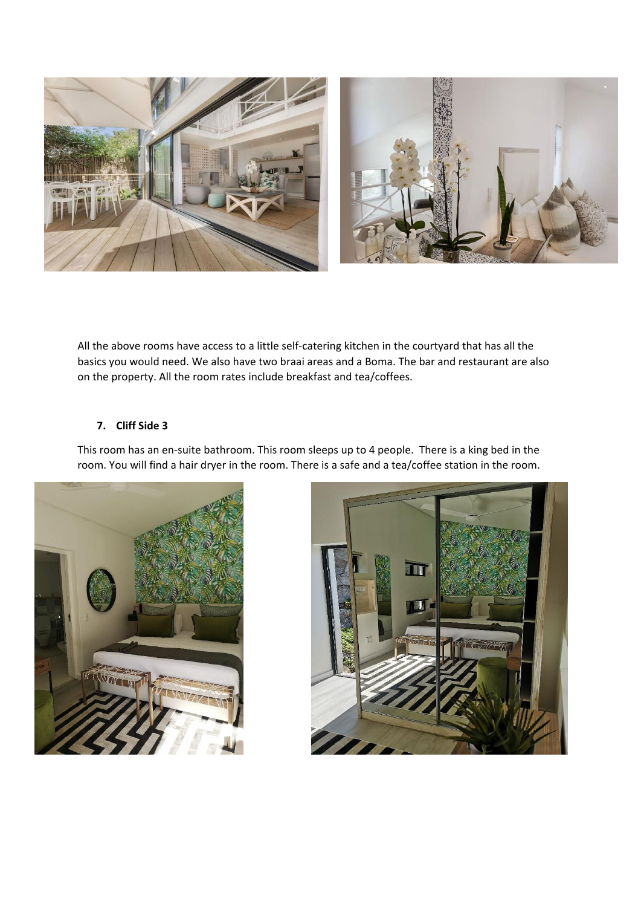All the above rooms have access to a little self-catering kitchen in the courtyard that has all the basics you would need. We also have two braai areas and a Boma. The bar and restaurant are also on the property. All the room rates include breakfast and tea/coffees.

7. **Cliff Side 3**

This room has an en-suite bathroom. This room sleeps up to 4 people. There is a king bed in the room. You will find a hair dryer in the room. There is a safe and a tea/coffee station in the room.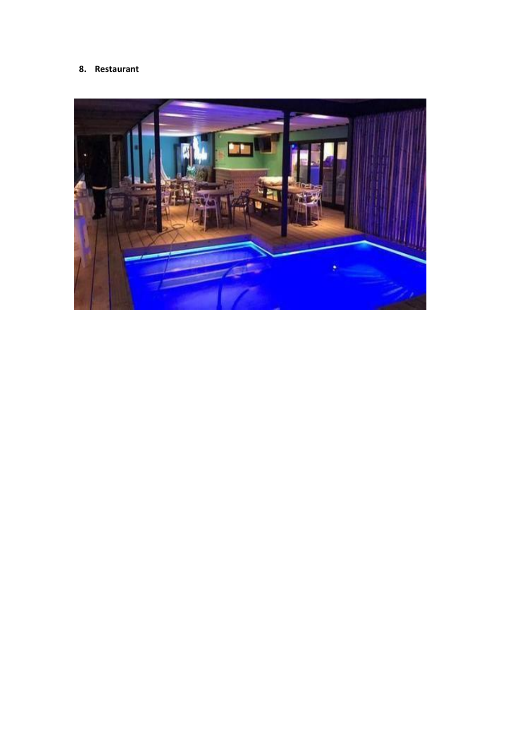8. **Restaurant**